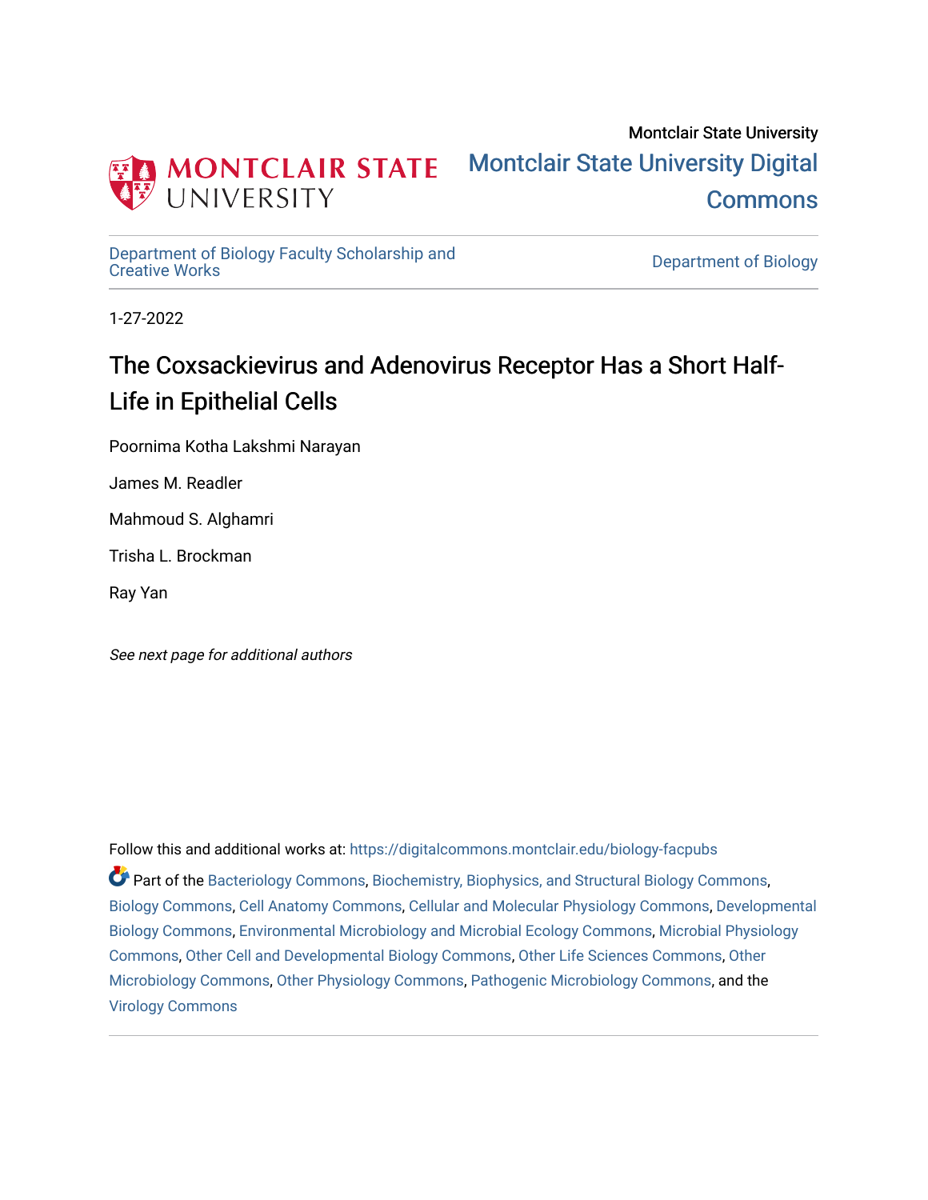Montclair State University

# Montclair State University Digital Commons

Department of Biology Faculty Scholarship and Creative Works

Department of Biology

1-27-2022

## The Coxsackievirus and Adenovirus Receptor Has a Short Half-Life in Epithelial Cells

Poornima Kotha Lakshmi Narayan

James M. Readler

Mahmoud S. Alghamri

Trisha L. Brockman

Ray Yan

*See next page for additional authors*

Follow this and additional works at: https://digitalcommons.montclair.edu/biology-facpubs

Part of the Bacteriology Commons, Biochemistry, Biophysics, and Structural Biology Commons, Biology Commons, Cell Anatomy Commons, Cellular and Molecular Physiology Commons, Developmental Biology Commons, Environmental Microbiology and Microbial Ecology Commons, Microbial Physiology Commons, Other Cell and Developmental Biology Commons, Other Life Sciences Commons, Other Microbiology Commons, Other Physiology Commons, Pathogenic Microbiology Commons, and the Virology Commons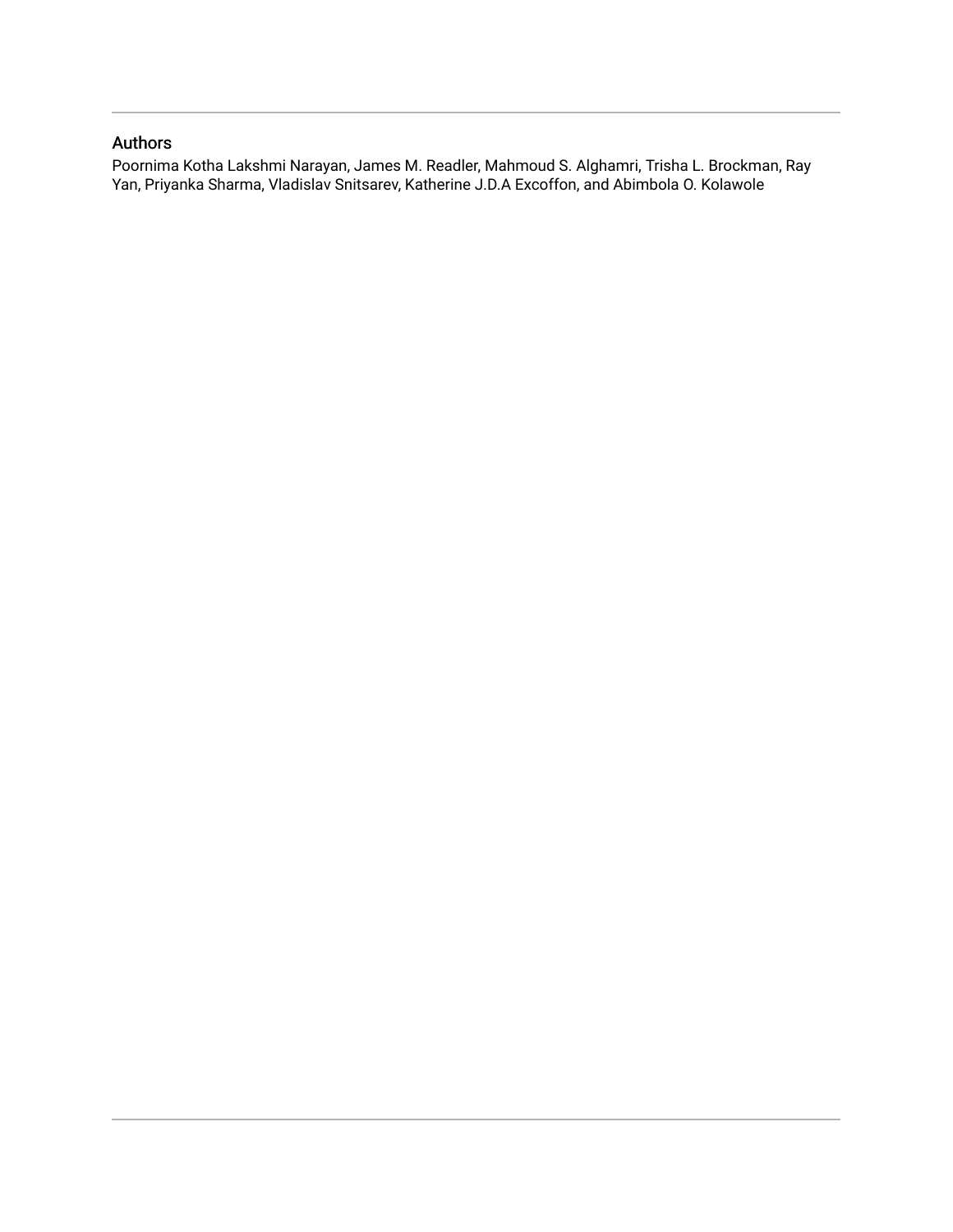## Authors

Poornima Kotha Lakshmi Narayan, James M. Readler, Mahmoud S. Alghamri, Trisha L. Brockman, Ray Yan, Priyanka Sharma, Vladislav Snitsarev, Katherine J.D.A Excoffon, and Abimbola O. Kolawole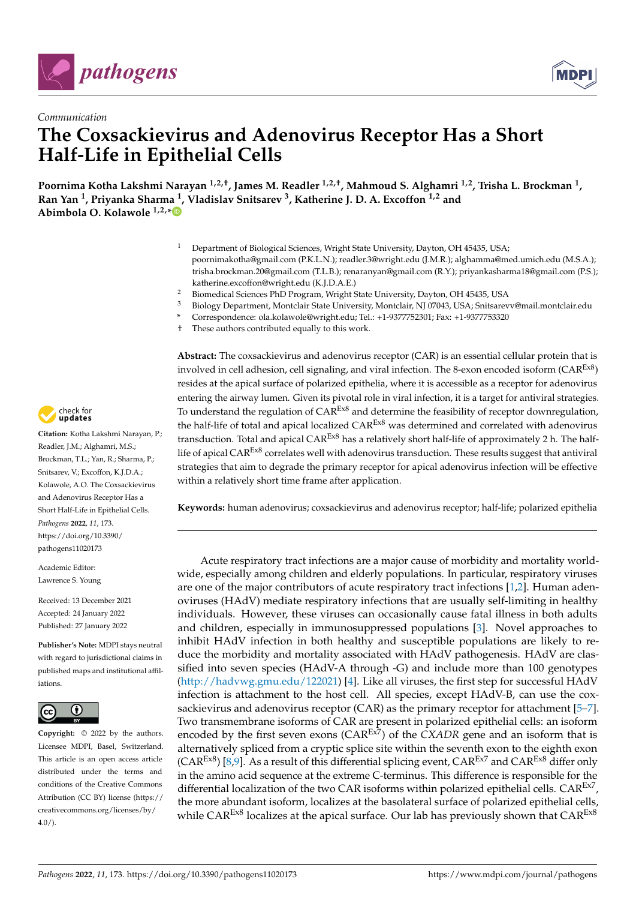# The Coxsackievirus and Adenovirus Receptor Has a Short Half-Life in Epithelial Cells

**Poornima Kotha Lakshmi Narayan [1,2,†], James M. Readler [1,2,†], Mahmoud S. Alghamri [1,2], Trisha L. Brockman [1], Ran Yan [1], Priyanka Sharma [1], Vladislav Snitsarev [3], Katherine J. D. A. Excoffon [1,2] and Abimbola O. Kolawole [1,2,*]**

[1] Department of Biological Sciences, Wright State University, Dayton, OH 45435, USA; poornimakotha@gmail.com (P.K.L.N.); readler.3@wright.edu (J.M.R.); alghamma@med.umich.edu (M.S.A.); trisha.brockman.20@gmail.com (T.L.B.); renaranyan@gmail.com (R.Y.); priyankasharma18@gmail.com (P.S.); katherine.excoffon@wright.edu (K.J.D.A.E.)

[2] Biomedical Sciences PhD Program, Wright State University, Dayton, OH 45435, USA

[3] Biology Department, Montclair State University, Montclair, NJ 07043, USA; Snitsarevv@mail.montclair.edu

\* Correspondence: ola.kolawole@wright.edu; Tel.: +1-9377752301; Fax: +1-9377753320

† These authors contributed equally to this work.

**Abstract:** The coxsackievirus and adenovirus receptor (CAR) is an essential cellular protein that is involved in cell adhesion, cell signaling, and viral infection. The 8-exon encoded isoform ($CAR^{Ex8}$) resides at the apical surface of polarized epithelia, where it is accessible as a receptor for adenovirus entering the airway lumen. Given its pivotal role in viral infection, it is a target for antiviral strategies. To understand the regulation of $CAR^{Ex8}$ and determine the feasibility of receptor downregulation, the half-life of total and apical localized $CAR^{Ex8}$ was determined and correlated with adenovirus transduction. Total and apical $CAR^{Ex8}$ has a relatively short half-life of approximately 2 h. The half-life of apical $CAR^{Ex8}$ correlates well with adenovirus transduction. These results suggest that antiviral strategies that aim to degrade the primary receptor for apical adenovirus infection will be effective within a relatively short time frame after application.

**Keywords:** human adenovirus; coxsackievirus and adenovirus receptor; half-life; polarized epithelia

**Citation:** Kotha Lakshmi Narayan, P.; Readler, J.M.; Alghamri, M.S.; Brockman, T.L.; Yan, R.; Sharma, P.; Snitsarev, V.; Excoffon, K.J.D.A.; Kolawole, A.O. The Coxsackievirus and Adenovirus Receptor Has a Short Half-Life in Epithelial Cells. *Pathogens* **2022**, *11*, 173. https://doi.org/10.3390/pathogens11020173

Academic Editor: Lawrence S. Young

Received: 13 December 2021
Accepted: 24 January 2022
Published: 27 January 2022

**Publisher's Note:** MDPI stays neutral with regard to jurisdictional claims in published maps and institutional affiliations.

**Copyright:** © 2022 by the authors. Licensee MDPI, Basel, Switzerland. This article is an open access article distributed under the terms and conditions of the Creative Commons Attribution (CC BY) license (https://creativecommons.org/licenses/by/4.0/).

Acute respiratory tract infections are a major cause of morbidity and mortality worldwide, especially among children and elderly populations. In particular, respiratory viruses are one of the major contributors of acute respiratory tract infections [1,2]. Human adenoviruses (HAdV) mediate respiratory infections that are usually self-limiting in healthy individuals. However, these viruses can occasionally cause fatal illness in both adults and children, especially in immunosuppressed populations [3]. Novel approaches to inhibit HAdV infection in both healthy and susceptible populations are likely to reduce the morbidity and mortality associated with HAdV pathogenesis. HAdV are classified into seven species (HAdV-A through -G) and include more than 100 genotypes (http://hadvwg.gmu.edu/122021) [4]. Like all viruses, the first step for successful HAdV infection is attachment to the host cell. All species, except HAdV-B, can use the coxsackievirus and adenovirus receptor (CAR) as the primary receptor for attachment [5–7]. Two transmembrane isoforms of CAR are present in polarized epithelial cells: an isoform encoded by the first seven exons ($CAR^{Ex7}$) of the *CXADR* gene and an isoform that is alternatively spliced from a cryptic splice site within the seventh exon to the eighth exon ($CAR^{Ex8}$) [8,9]. As a result of this differential splicing event, $CAR^{Ex7}$ and $CAR^{Ex8}$ differ only in the amino acid sequence at the extreme C-terminus. This difference is responsible for the differential localization of the two CAR isoforms within polarized epithelial cells. $CAR^{Ex7}$, the more abundant isoform, localizes at the basolateral surface of polarized epithelial cells, while $CAR^{Ex8}$ localizes at the apical surface. Our lab has previously shown that $CAR^{Ex8}$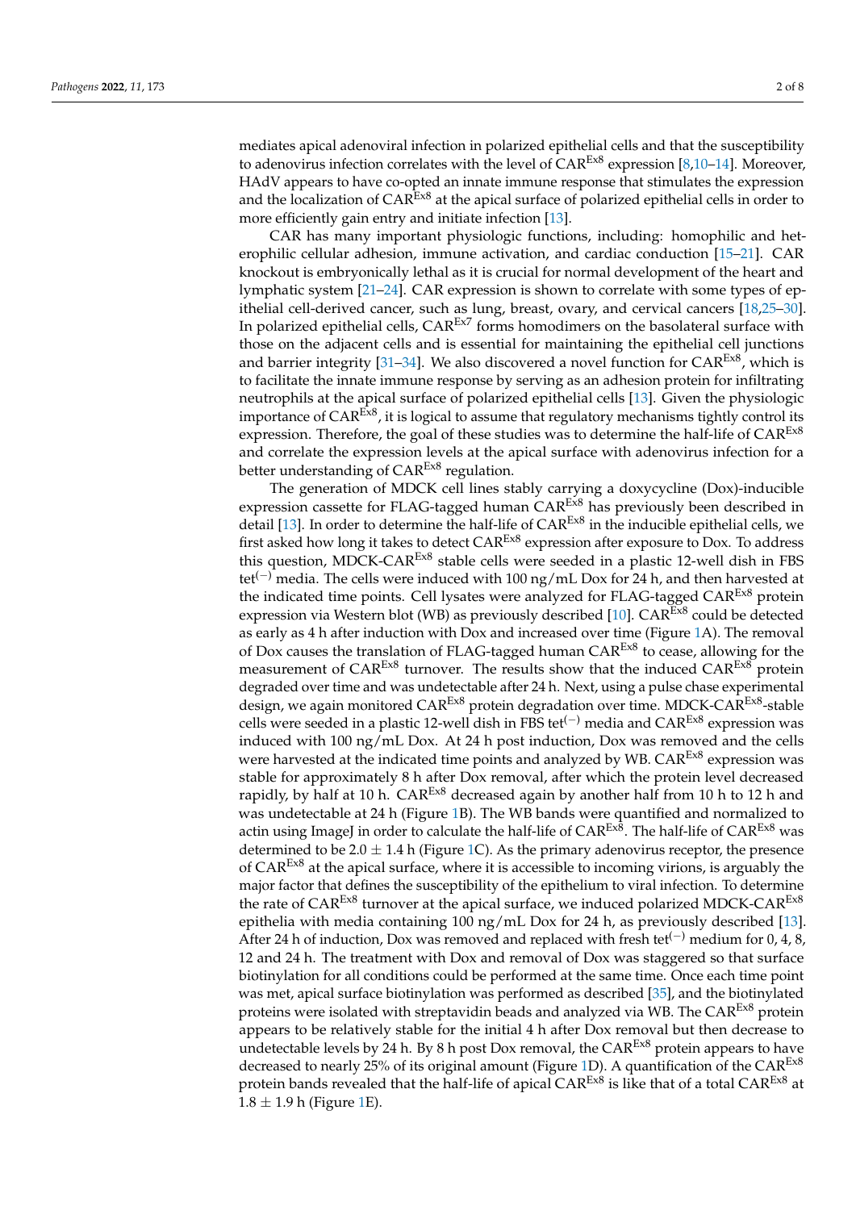mediates apical adenoviral infection in polarized epithelial cells and that the susceptibility to adenovirus infection correlates with the level of $CAR^{Ex8}$ expression [8,10–14]. Moreover, HAdV appears to have co-opted an innate immune response that stimulates the expression and the localization of $CAR^{Ex8}$ at the apical surface of polarized epithelial cells in order to more efficiently gain entry and initiate infection [13].

CAR has many important physiologic functions, including: homophilic and heterophilic cellular adhesion, immune activation, and cardiac conduction [15–21]. CAR knockout is embryonically lethal as it is crucial for normal development of the heart and lymphatic system [21–24]. CAR expression is shown to correlate with some types of epithelial cell-derived cancer, such as lung, breast, ovary, and cervical cancers [18,25–30]. In polarized epithelial cells, $CAR^{Ex7}$ forms homodimers on the basolateral surface with those on the adjacent cells and is essential for maintaining the epithelial cell junctions and barrier integrity [31–34]. We also discovered a novel function for $CAR^{Ex8}$, which is to facilitate the innate immune response by serving as an adhesion protein for infiltrating neutrophils at the apical surface of polarized epithelial cells [13]. Given the physiologic importance of $CAR^{Ex8}$, it is logical to assume that regulatory mechanisms tightly control its expression. Therefore, the goal of these studies was to determine the half-life of $CAR^{Ex8}$ and correlate the expression levels at the apical surface with adenovirus infection for a better understanding of $CAR^{Ex8}$ regulation.

The generation of MDCK cell lines stably carrying a doxycycline (Dox)-inducible expression cassette for FLAG-tagged human $CAR^{Ex8}$ has previously been described in detail [13]. In order to determine the half-life of $CAR^{Ex8}$ in the inducible epithelial cells, we first asked how long it takes to detect $CAR^{Ex8}$ expression after exposure to Dox. To address this question, MDCK-$CAR^{Ex8}$ stable cells were seeded in a plastic 12-well dish in FBS $tet^{(-)}$ media. The cells were induced with 100 ng/mL Dox for 24 h, and then harvested at the indicated time points. Cell lysates were analyzed for FLAG-tagged $CAR^{Ex8}$ protein expression via Western blot (WB) as previously described [10]. $CAR^{Ex8}$ could be detected as early as 4 h after induction with Dox and increased over time (Figure 1A). The removal of Dox causes the translation of FLAG-tagged human $CAR^{Ex8}$ to cease, allowing for the measurement of $CAR^{Ex8}$ turnover. The results show that the induced $CAR^{Ex8}$ protein degraded over time and was undetectable after 24 h. Next, using a pulse chase experimental design, we again monitored $CAR^{Ex8}$ protein degradation over time. MDCK-$CAR^{Ex8}$-stable cells were seeded in a plastic 12-well dish in FBS $tet^{(-)}$ media and $CAR^{Ex8}$ expression was induced with 100 ng/mL Dox. At 24 h post induction, Dox was removed and the cells were harvested at the indicated time points and analyzed by WB. $CAR^{Ex8}$ expression was stable for approximately 8 h after Dox removal, after which the protein level decreased rapidly, by half at 10 h. $CAR^{Ex8}$ decreased again by another half from 10 h to 12 h and was undetectable at 24 h (Figure 1B). The WB bands were quantified and normalized to actin using ImageJ in order to calculate the half-life of $CAR^{Ex8}$. The half-life of $CAR^{Ex8}$ was determined to be $2.0 \pm 1.4$ h (Figure 1C). As the primary adenovirus receptor, the presence of $CAR^{Ex8}$ at the apical surface, where it is accessible to incoming virions, is arguably the major factor that defines the susceptibility of the epithelium to viral infection. To determine the rate of $CAR^{Ex8}$ turnover at the apical surface, we induced polarized MDCK-$CAR^{Ex8}$ epithelia with media containing 100 ng/mL Dox for 24 h, as previously described [13]. After 24 h of induction, Dox was removed and replaced with fresh $tet^{(-)}$ medium for 0, 4, 8, 12 and 24 h. The treatment with Dox and removal of Dox was staggered so that surface biotinylation for all conditions could be performed at the same time. Once each time point was met, apical surface biotinylation was performed as described [35], and the biotinylated proteins were isolated with streptavidin beads and analyzed via WB. The $CAR^{Ex8}$ protein appears to be relatively stable for the initial 4 h after Dox removal but then decrease to undetectable levels by 24 h. By 8 h post Dox removal, the $CAR^{Ex8}$ protein appears to have decreased to nearly 25% of its original amount (Figure 1D). A quantification of the $CAR^{Ex8}$ protein bands revealed that the half-life of apical $CAR^{Ex8}$ is like that of a total $CAR^{Ex8}$ at $1.8 \pm 1.9$ h (Figure 1E).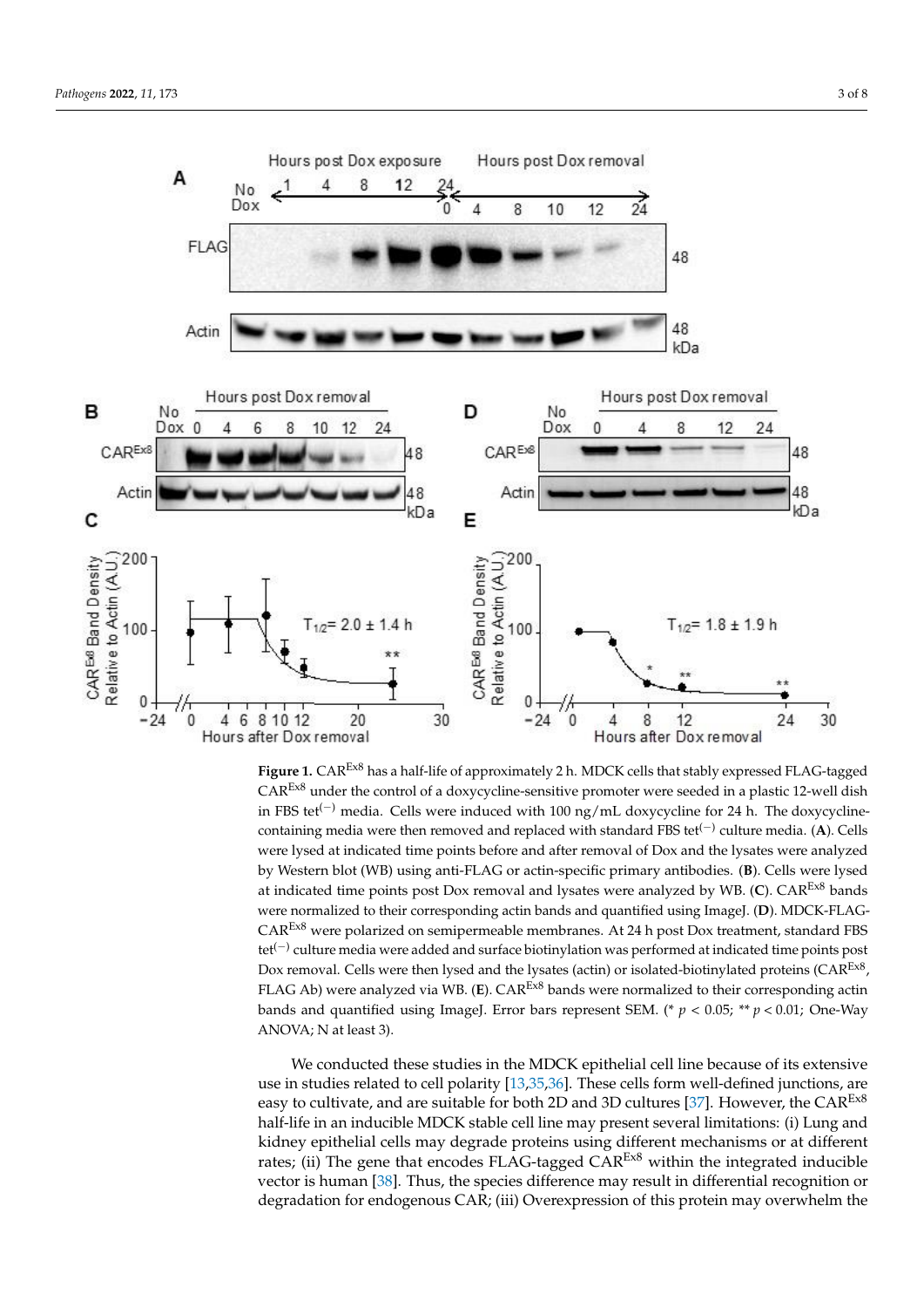**Figure 1.** $CAR^{Ex8}$ has a half-life of approximately 2 h. MDCK cells that stably expressed FLAG-tagged $CAR^{Ex8}$ under the control of a doxycycline-sensitive promoter were seeded in a plastic 12-well dish in FBS $tet^{(-)}$ media. Cells were induced with 100 ng/mL doxycycline for 24 h. The doxycycline-containing media were then removed and replaced with standard FBS $tet^{(-)}$ culture media. (**A**). Cells were lysed at indicated time points before and after removal of Dox and the lysates were analyzed by Western blot (WB) using anti-FLAG or actin-specific primary antibodies. (**B**). Cells were lysed at indicated time points post Dox removal and lysates were analyzed by WB. (**C**). $CAR^{Ex8}$ bands were normalized to their corresponding actin bands and quantified using ImageJ. (**D**). MDCK-FLAG-$CAR^{Ex8}$ were polarized on semipermeable membranes. At 24 h post Dox treatment, standard FBS $tet^{(-)}$ culture media were added and surface biotinylation was performed at indicated time points post Dox removal. Cells were then lysed and the lysates (actin) or isolated-biotinylated proteins ($CAR^{Ex8}$, FLAG Ab) were analyzed via WB. (**E**). $CAR^{Ex8}$ bands were normalized to their corresponding actin bands and quantified using ImageJ. Error bars represent SEM. (* $p < 0.05$; ** $p < 0.01$; One-Way ANOVA; N at least 3).

We conducted these studies in the MDCK epithelial cell line because of its extensive use in studies related to cell polarity [13,35,36]. These cells form well-defined junctions, are easy to cultivate, and are suitable for both 2D and 3D cultures [37]. However, the $CAR^{Ex8}$ half-life in an inducible MDCK stable cell line may present several limitations: (i) Lung and kidney epithelial cells may degrade proteins using different mechanisms or at different rates; (ii) The gene that encodes FLAG-tagged $CAR^{Ex8}$ within the integrated inducible vector is human [38]. Thus, the species difference may result in differential recognition or degradation for endogenous CAR; (iii) Overexpression of this protein may overwhelm the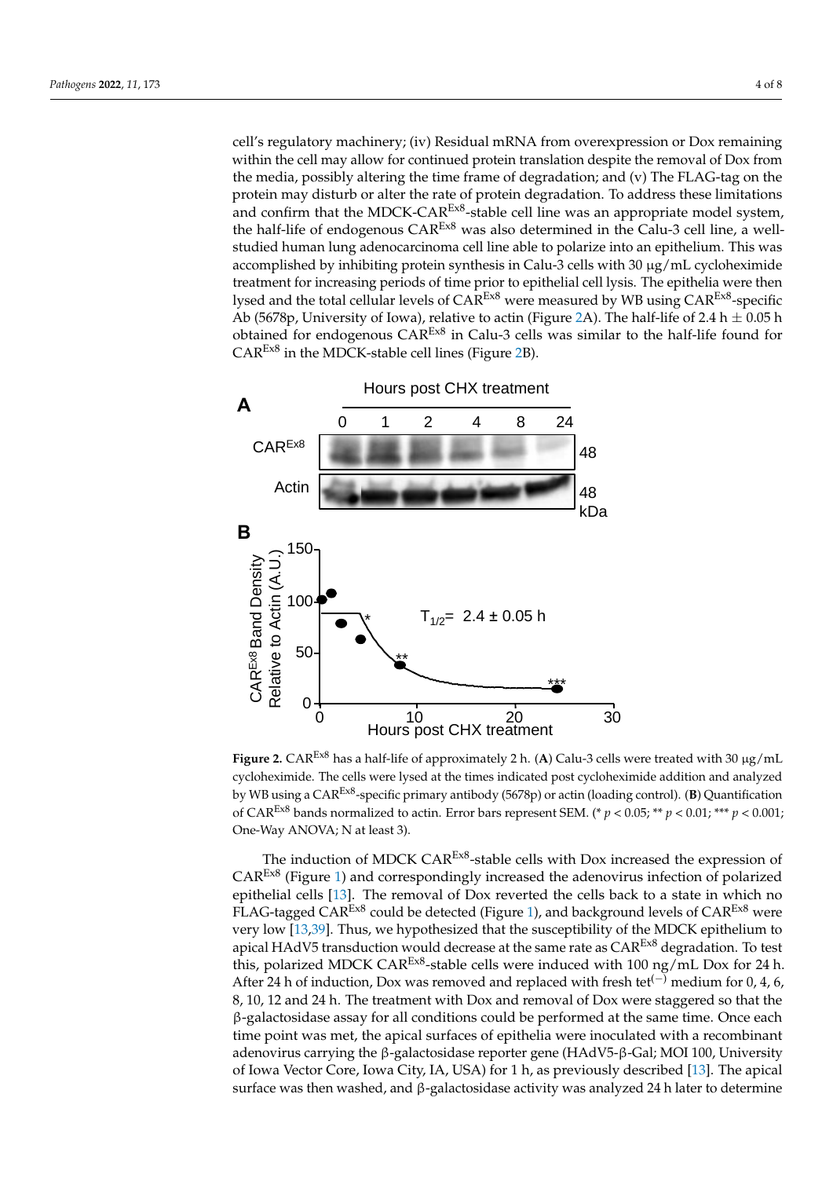cell's regulatory machinery; (iv) Residual mRNA from overexpression or Dox remaining within the cell may allow for continued protein translation despite the removal of Dox from the media, possibly altering the time frame of degradation; and (v) The FLAG-tag on the protein may disturb or alter the rate of protein degradation. To address these limitations and confirm that the MDCK-$CAR^{Ex8}$-stable cell line was an appropriate model system, the half-life of endogenous $CAR^{Ex8}$ was also determined in the Calu-3 cell line, a well-studied human lung adenocarcinoma cell line able to polarize into an epithelium. This was accomplished by inhibiting protein synthesis in Calu-3 cells with 30 μg/mL cycloheximide treatment for increasing periods of time prior to epithelial cell lysis. The epithelia were then lysed and the total cellular levels of $CAR^{Ex8}$ were measured by WB using $CAR^{Ex8}$-specific Ab (5678p, University of Iowa), relative to actin (Figure 2A). The half-life of 2.4 h ± 0.05 h obtained for endogenous $CAR^{Ex8}$ in Calu-3 cells was similar to the half-life found for $CAR^{Ex8}$ in the MDCK-stable cell lines (Figure 2B).

**Figure 2.** $CAR^{Ex8}$ has a half-life of approximately 2 h. (**A**) Calu-3 cells were treated with 30 μg/mL cycloheximide. The cells were lysed at the times indicated post cycloheximide addition and analyzed by WB using a $CAR^{Ex8}$-specific primary antibody (5678p) or actin (loading control). (**B**) Quantification of $CAR^{Ex8}$ bands normalized to actin. Error bars represent SEM. (* $p < 0.05$; ** $p < 0.01$; *** $p < 0.001$; One-Way ANOVA; N at least 3).

The induction of MDCK $CAR^{Ex8}$-stable cells with Dox increased the expression of $CAR^{Ex8}$ (Figure 1) and correspondingly increased the adenovirus infection of polarized epithelial cells [13]. The removal of Dox reverted the cells back to a state in which no FLAG-tagged $CAR^{Ex8}$ could be detected (Figure 1), and background levels of $CAR^{Ex8}$ were very low [13,39]. Thus, we hypothesized that the susceptibility of the MDCK epithelium to apical HAdV5 transduction would decrease at the same rate as $CAR^{Ex8}$ degradation. To test this, polarized MDCK $CAR^{Ex8}$-stable cells were induced with 100 ng/mL Dox for 24 h. After 24 h of induction, Dox was removed and replaced with fresh $tet^{(-)}$ medium for 0, 4, 6, 8, 10, 12 and 24 h. The treatment with Dox and removal of Dox were staggered so that the β-galactosidase assay for all conditions could be performed at the same time. Once each time point was met, the apical surfaces of epithelia were inoculated with a recombinant adenovirus carrying the β-galactosidase reporter gene (HAdV5-β-Gal; MOI 100, University of Iowa Vector Core, Iowa City, IA, USA) for 1 h, as previously described [13]. The apical surface was then washed, and β-galactosidase activity was analyzed 24 h later to determine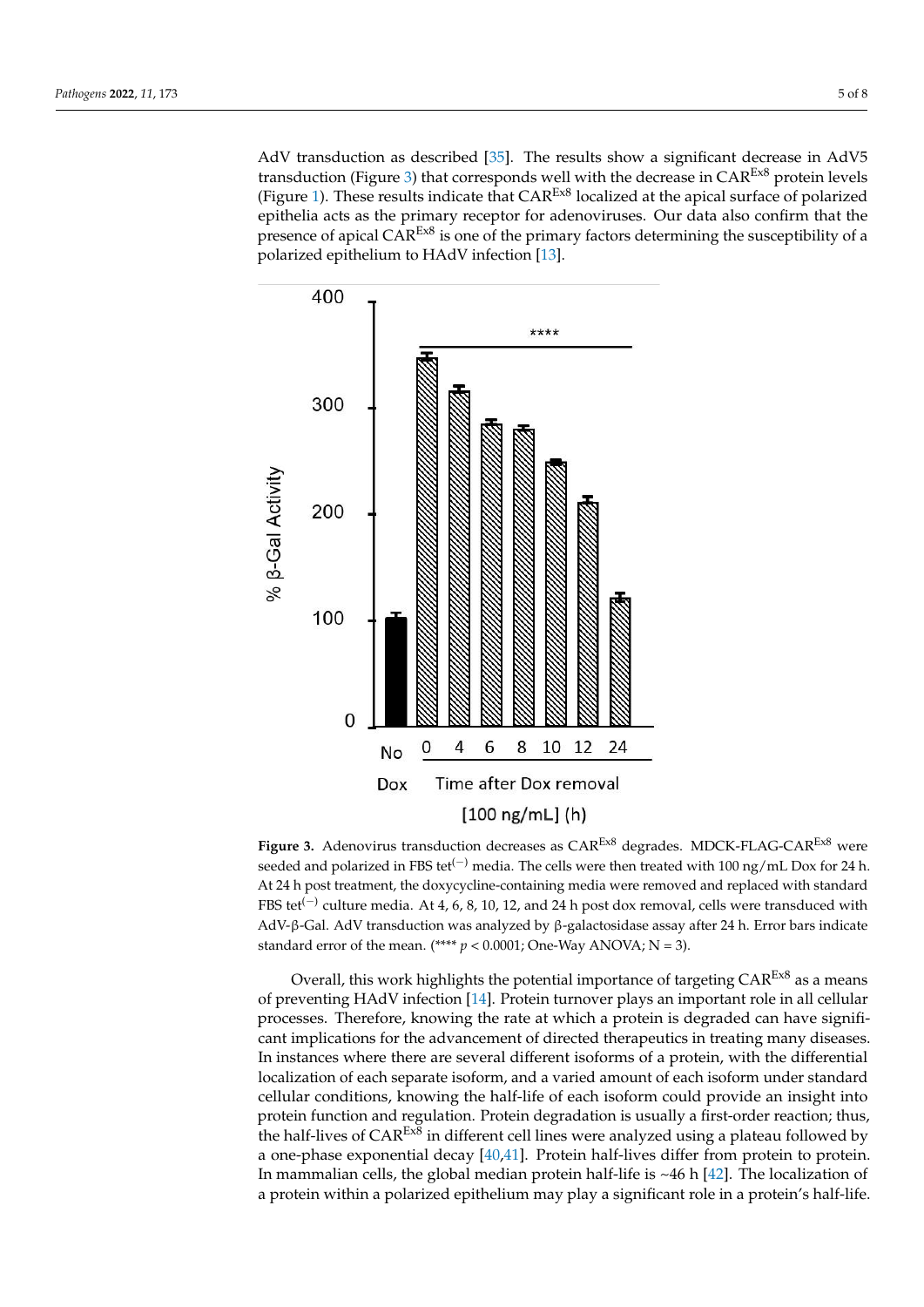AdV transduction as described [35]. The results show a significant decrease in AdV5 transduction (Figure 3) that corresponds well with the decrease in $CAR^{Ex8}$ protein levels (Figure 1). These results indicate that $CAR^{Ex8}$ localized at the apical surface of polarized epithelia acts as the primary receptor for adenoviruses. Our data also confirm that the presence of apical $CAR^{Ex8}$ is one of the primary factors determining the susceptibility of a polarized epithelium to HAdV infection [13].

**Figure 3.** Adenovirus transduction decreases as $CAR^{Ex8}$ degrades. MDCK-FLAG-$CAR^{Ex8}$ were seeded and polarized in FBS $tet^{(-)}$ media. The cells were then treated with 100 ng/mL Dox for 24 h. At 24 h post treatment, the doxycycline-containing media were removed and replaced with standard FBS $tet^{(-)}$ culture media. At 4, 6, 8, 10, 12, and 24 h post dox removal, cells were transduced with AdV-β-Gal. AdV transduction was analyzed by β-galactosidase assay after 24 h. Error bars indicate standard error of the mean. (**** $p < 0.0001$; One-Way ANOVA; N = 3).

Overall, this work highlights the potential importance of targeting $CAR^{Ex8}$ as a means of preventing HAdV infection [14]. Protein turnover plays an important role in all cellular processes. Therefore, knowing the rate at which a protein is degraded can have significant implications for the advancement of directed therapeutics in treating many diseases. In instances where there are several different isoforms of a protein, with the differential localization of each separate isoform, and a varied amount of each isoform under standard cellular conditions, knowing the half-life of each isoform could provide an insight into protein function and regulation. Protein degradation is usually a first-order reaction; thus, the half-lives of $CAR^{Ex8}$ in different cell lines were analyzed using a plateau followed by a one-phase exponential decay [40,41]. Protein half-lives differ from protein to protein. In mammalian cells, the global median protein half-life is ~46 h [42]. The localization of a protein within a polarized epithelium may play a significant role in a protein's half-life.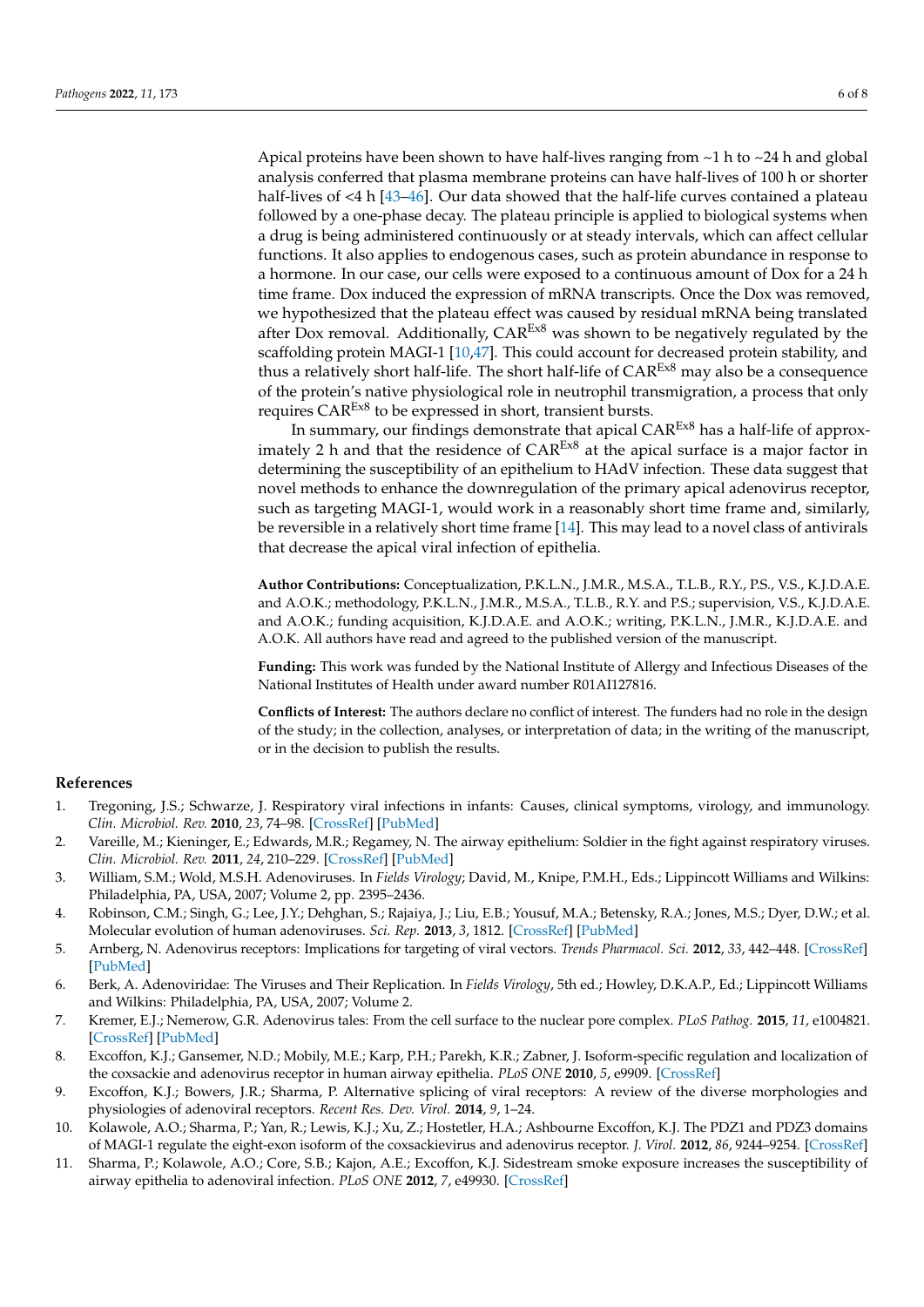Apical proteins have been shown to have half-lives ranging from ~1 h to ~24 h and global analysis conferred that plasma membrane proteins can have half-lives of 100 h or shorter half-lives of <4 h [43–46]. Our data showed that the half-life curves contained a plateau followed by a one-phase decay. The plateau principle is applied to biological systems when a drug is being administered continuously or at steady intervals, which can affect cellular functions. It also applies to endogenous cases, such as protein abundance in response to a hormone. In our case, our cells were exposed to a continuous amount of Dox for a 24 h time frame. Dox induced the expression of mRNA transcripts. Once the Dox was removed, we hypothesized that the plateau effect was caused by residual mRNA being translated after Dox removal. Additionally, $CAR^{Ex8}$ was shown to be negatively regulated by the scaffolding protein MAGI-1 [10,47]. This could account for decreased protein stability, and thus a relatively short half-life. The short half-life of $CAR^{Ex8}$ may also be a consequence of the protein's native physiological role in neutrophil transmigration, a process that only requires $CAR^{Ex8}$ to be expressed in short, transient bursts.

In summary, our findings demonstrate that apical $CAR^{Ex8}$ has a half-life of approximately 2 h and that the residence of $CAR^{Ex8}$ at the apical surface is a major factor in determining the susceptibility of an epithelium to HAdV infection. These data suggest that novel methods to enhance the downregulation of the primary apical adenovirus receptor, such as targeting MAGI-1, would work in a reasonably short time frame and, similarly, be reversible in a relatively short time frame [14]. This may lead to a novel class of antivirals that decrease the apical viral infection of epithelia.

**Author Contributions:** Conceptualization, P.K.L.N., J.M.R., M.S.A., T.L.B., R.Y., P.S., V.S., K.J.D.A.E. and A.O.K.; methodology, P.K.L.N., J.M.R., M.S.A., T.L.B., R.Y. and P.S.; supervision, V.S., K.J.D.A.E. and A.O.K.; funding acquisition, K.J.D.A.E. and A.O.K.; writing, P.K.L.N., J.M.R., K.J.D.A.E. and A.O.K. All authors have read and agreed to the published version of the manuscript.

**Funding:** This work was funded by the National Institute of Allergy and Infectious Diseases of the National Institutes of Health under award number R01AI127816.

**Conflicts of Interest:** The authors declare no conflict of interest. The funders had no role in the design of the study; in the collection, analyses, or interpretation of data; in the writing of the manuscript, or in the decision to publish the results.

## References

1. Tregoning, J.S.; Schwarze, J. Respiratory viral infections in infants: Causes, clinical symptoms, virology, and immunology. *Clin. Microbiol. Rev.* **2010**, *23*, 74–98. [CrossRef] [PubMed]
2. Vareille, M.; Kieninger, E.; Edwards, M.R.; Regamey, N. The airway epithelium: Soldier in the fight against respiratory viruses. *Clin. Microbiol. Rev.* **2011**, *24*, 210–229. [CrossRef] [PubMed]
3. William, S.M.; Wold, M.S.H. Adenoviruses. In *Fields Virology*; David, M., Knipe, P.M.H., Eds.; Lippincott Williams and Wilkins: Philadelphia, PA, USA, 2007; Volume 2, pp. 2395–2436.
4. Robinson, C.M.; Singh, G.; Lee, J.Y.; Dehghan, S.; Rajaiya, J.; Liu, E.B.; Yousuf, M.A.; Betensky, R.A.; Jones, M.S.; Dyer, D.W.; et al. Molecular evolution of human adenoviruses. *Sci. Rep.* **2013**, *3*, 1812. [CrossRef] [PubMed]
5. Arnberg, N. Adenovirus receptors: Implications for targeting of viral vectors. *Trends Pharmacol. Sci.* **2012**, *33*, 442–448. [CrossRef] [PubMed]
6. Berk, A. Adenoviridae: The Viruses and Their Replication. In *Fields Virology*, 5th ed.; Howley, D.K.A.P., Ed.; Lippincott Williams and Wilkins: Philadelphia, PA, USA, 2007; Volume 2.
7. Kremer, E.J.; Nemerow, G.R. Adenovirus tales: From the cell surface to the nuclear pore complex. *PLoS Pathog.* **2015**, *11*, e1004821. [CrossRef] [PubMed]
8. Excoffon, K.J.; Gansemer, N.D.; Mobily, M.E.; Karp, P.H.; Parekh, K.R.; Zabner, J. Isoform-specific regulation and localization of the coxsackie and adenovirus receptor in human airway epithelia. *PLoS ONE* **2010**, *5*, e9909. [CrossRef]
9. Excoffon, K.J.; Bowers, J.R.; Sharma, P. Alternative splicing of viral receptors: A review of the diverse morphologies and physiologies of adenoviral receptors. *Recent Res. Dev. Virol.* **2014**, *9*, 1–24.
10. Kolawole, A.O.; Sharma, P.; Yan, R.; Lewis, K.J.; Xu, Z.; Hostetler, H.A.; Ashbourne Excoffon, K.J. The PDZ1 and PDZ3 domains of MAGI-1 regulate the eight-exon isoform of the coxsackievirus and adenovirus receptor. *J. Virol.* **2012**, *86*, 9244–9254. [CrossRef]
11. Sharma, P.; Kolawole, A.O.; Core, S.B.; Kajon, A.E.; Excoffon, K.J. Sidestream smoke exposure increases the susceptibility of airway epithelia to adenoviral infection. *PLoS ONE* **2012**, *7*, e49930. [CrossRef]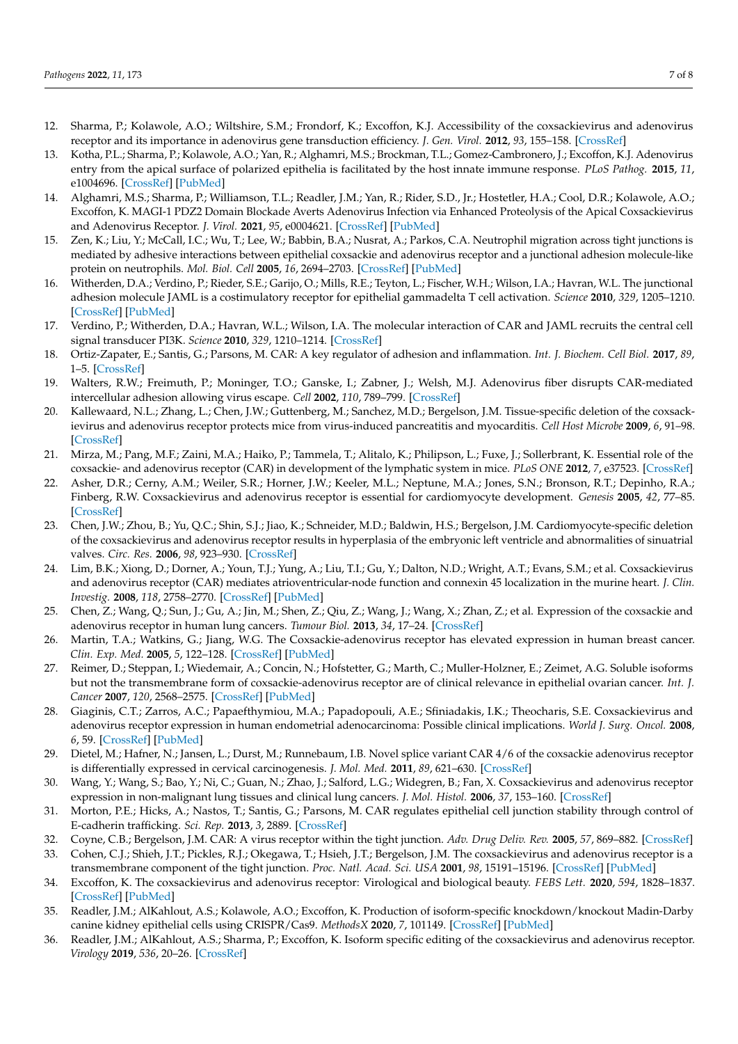12. Sharma, P.; Kolawole, A.O.; Wiltshire, S.M.; Frondorf, K.; Excoffon, K.J. Accessibility of the coxsackievirus and adenovirus receptor and its importance in adenovirus gene transduction efficiency. *J. Gen. Virol.* **2012**, *93*, 155–158. [CrossRef]
13. Kotha, P.L.; Sharma, P.; Kolawole, A.O.; Yan, R.; Alghamri, M.S.; Brockman, T.L.; Gomez-Cambronero, J.; Excoffon, K.J. Adenovirus entry from the apical surface of polarized epithelia is facilitated by the host innate immune response. *PLoS Pathog.* **2015**, *11*, e1004696. [CrossRef] [PubMed]
14. Alghamri, M.S.; Sharma, P.; Williamson, T.L.; Readler, J.M.; Yan, R.; Rider, S.D., Jr.; Hostetler, H.A.; Cool, D.R.; Kolawole, A.O.; Excoffon, K. MAGI-1 PDZ2 Domain Blockade Averts Adenovirus Infection via Enhanced Proteolysis of the Apical Coxsackievirus and Adenovirus Receptor. *J. Virol.* **2021**, *95*, e0004621. [CrossRef] [PubMed]
15. Zen, K.; Liu, Y.; McCall, I.C.; Wu, T.; Lee, W.; Babbin, B.A.; Nusrat, A.; Parkos, C.A. Neutrophil migration across tight junctions is mediated by adhesive interactions between epithelial coxsackie and adenovirus receptor and a junctional adhesion molecule-like protein on neutrophils. *Mol. Biol. Cell* **2005**, *16*, 2694–2703. [CrossRef] [PubMed]
16. Witherden, D.A.; Verdino, P.; Rieder, S.E.; Garijo, O.; Mills, R.E.; Teyton, L.; Fischer, W.H.; Wilson, I.A.; Havran, W.L. The junctional adhesion molecule JAML is a costimulatory receptor for epithelial gammadelta T cell activation. *Science* **2010**, *329*, 1205–1210. [CrossRef] [PubMed]
17. Verdino, P.; Witherden, D.A.; Havran, W.L.; Wilson, I.A. The molecular interaction of CAR and JAML recruits the central cell signal transducer PI3K. *Science* **2010**, *329*, 1210–1214. [CrossRef]
18. Ortiz-Zapater, E.; Santis, G.; Parsons, M. CAR: A key regulator of adhesion and inflammation. *Int. J. Biochem. Cell Biol.* **2017**, *89*, 1–5. [CrossRef]
19. Walters, R.W.; Freimuth, P.; Moninger, T.O.; Ganske, I.; Zabner, J.; Welsh, M.J. Adenovirus fiber disrupts CAR-mediated intercellular adhesion allowing virus escape. *Cell* **2002**, *110*, 789–799. [CrossRef]
20. Kallewaard, N.L.; Zhang, L.; Chen, J.W.; Guttenberg, M.; Sanchez, M.D.; Bergelson, J.M. Tissue-specific deletion of the coxsackievirus and adenovirus receptor protects mice from virus-induced pancreatitis and myocarditis. *Cell Host Microbe* **2009**, *6*, 91–98. [CrossRef]
21. Mirza, M.; Pang, M.F.; Zaini, M.A.; Haiko, P.; Tammela, T.; Alitalo, K.; Philipson, L.; Fuxe, J.; Sollerbrant, K. Essential role of the coxsackie- and adenovirus receptor (CAR) in development of the lymphatic system in mice. *PLoS ONE* **2012**, *7*, e37523. [CrossRef]
22. Asher, D.R.; Cerny, A.M.; Weiler, S.R.; Horner, J.W.; Keeler, M.L.; Neptune, M.A.; Jones, S.N.; Bronson, R.T.; Depinho, R.A.; Finberg, R.W. Coxsackievirus and adenovirus receptor is essential for cardiomyocyte development. *Genesis* **2005**, *42*, 77–85. [CrossRef]
23. Chen, J.W.; Zhou, B.; Yu, Q.C.; Shin, S.J.; Jiao, K.; Schneider, M.D.; Baldwin, H.S.; Bergelson, J.M. Cardiomyocyte-specific deletion of the coxsackievirus and adenovirus receptor results in hyperplasia of the embryonic left ventricle and abnormalities of sinuatrial valves. *Circ. Res.* **2006**, *98*, 923–930. [CrossRef]
24. Lim, B.K.; Xiong, D.; Dorner, A.; Youn, T.J.; Yung, A.; Liu, T.I.; Gu, Y.; Dalton, N.D.; Wright, A.T.; Evans, S.M.; et al. Coxsackievirus and adenovirus receptor (CAR) mediates atrioventricular-node function and connexin 45 localization in the murine heart. *J. Clin. Investig.* **2008**, *118*, 2758–2770. [CrossRef] [PubMed]
25. Chen, Z.; Wang, Q.; Sun, J.; Gu, A.; Jin, M.; Shen, Z.; Qiu, Z.; Wang, J.; Wang, X.; Zhan, Z.; et al. Expression of the coxsackie and adenovirus receptor in human lung cancers. *Tumour Biol.* **2013**, *34*, 17–24. [CrossRef]
26. Martin, T.A.; Watkins, G.; Jiang, W.G. The Coxsackie-adenovirus receptor has elevated expression in human breast cancer. *Clin. Exp. Med.* **2005**, *5*, 122–128. [CrossRef] [PubMed]
27. Reimer, D.; Steppan, I.; Wiedemair, A.; Concin, N.; Hofstetter, G.; Marth, C.; Muller-Holzner, E.; Zeimet, A.G. Soluble isoforms but not the transmembrane form of coxsackie-adenovirus receptor are of clinical relevance in epithelial ovarian cancer. *Int. J. Cancer* **2007**, *120*, 2568–2575. [CrossRef] [PubMed]
28. Giaginis, C.T.; Zarros, A.C.; Papaefthymiou, M.A.; Papadopouli, A.E.; Sfiniadakis, I.K.; Theocharis, S.E. Coxsackievirus and adenovirus receptor expression in human endometrial adenocarcinoma: Possible clinical implications. *World J. Surg. Oncol.* **2008**, *6*, 59. [CrossRef] [PubMed]
29. Dietel, M.; Hafner, N.; Jansen, L.; Durst, M.; Runnebaum, I.B. Novel splice variant CAR 4/6 of the coxsackie adenovirus receptor is differentially expressed in cervical carcinogenesis. *J. Mol. Med.* **2011**, *89*, 621–630. [CrossRef]
30. Wang, Y.; Wang, S.; Bao, Y.; Ni, C.; Guan, N.; Zhao, J.; Salford, L.G.; Widegren, B.; Fan, X. Coxsackievirus and adenovirus receptor expression in non-malignant lung tissues and clinical lung cancers. *J. Mol. Histol.* **2006**, *37*, 153–160. [CrossRef]
31. Morton, P.E.; Hicks, A.; Nastos, T.; Santis, G.; Parsons, M. CAR regulates epithelial cell junction stability through control of E-cadherin trafficking. *Sci. Rep.* **2013**, *3*, 2889. [CrossRef]
32. Coyne, C.B.; Bergelson, J.M. CAR: A virus receptor within the tight junction. *Adv. Drug Deliv. Rev.* **2005**, *57*, 869–882. [CrossRef]
33. Cohen, C.J.; Shieh, J.T.; Pickles, R.J.; Okegawa, T.; Hsieh, J.T.; Bergelson, J.M. The coxsackievirus and adenovirus receptor is a transmembrane component of the tight junction. *Proc. Natl. Acad. Sci. USA* **2001**, *98*, 15191–15196. [CrossRef] [PubMed]
34. Excoffon, K. The coxsackievirus and adenovirus receptor: Virological and biological beauty. *FEBS Lett.* **2020**, *594*, 1828–1837. [CrossRef] [PubMed]
35. Readler, J.M.; AlKahlout, A.S.; Kolawole, A.O.; Excoffon, K. Production of isoform-specific knockdown/knockout Madin-Darby canine kidney epithelial cells using CRISPR/Cas9. *MethodsX* **2020**, *7*, 101149. [CrossRef] [PubMed]
36. Readler, J.M.; AlKahlout, A.S.; Sharma, P.; Excoffon, K. Isoform specific editing of the coxsackievirus and adenovirus receptor. *Virology* **2019**, *536*, 20–26. [CrossRef]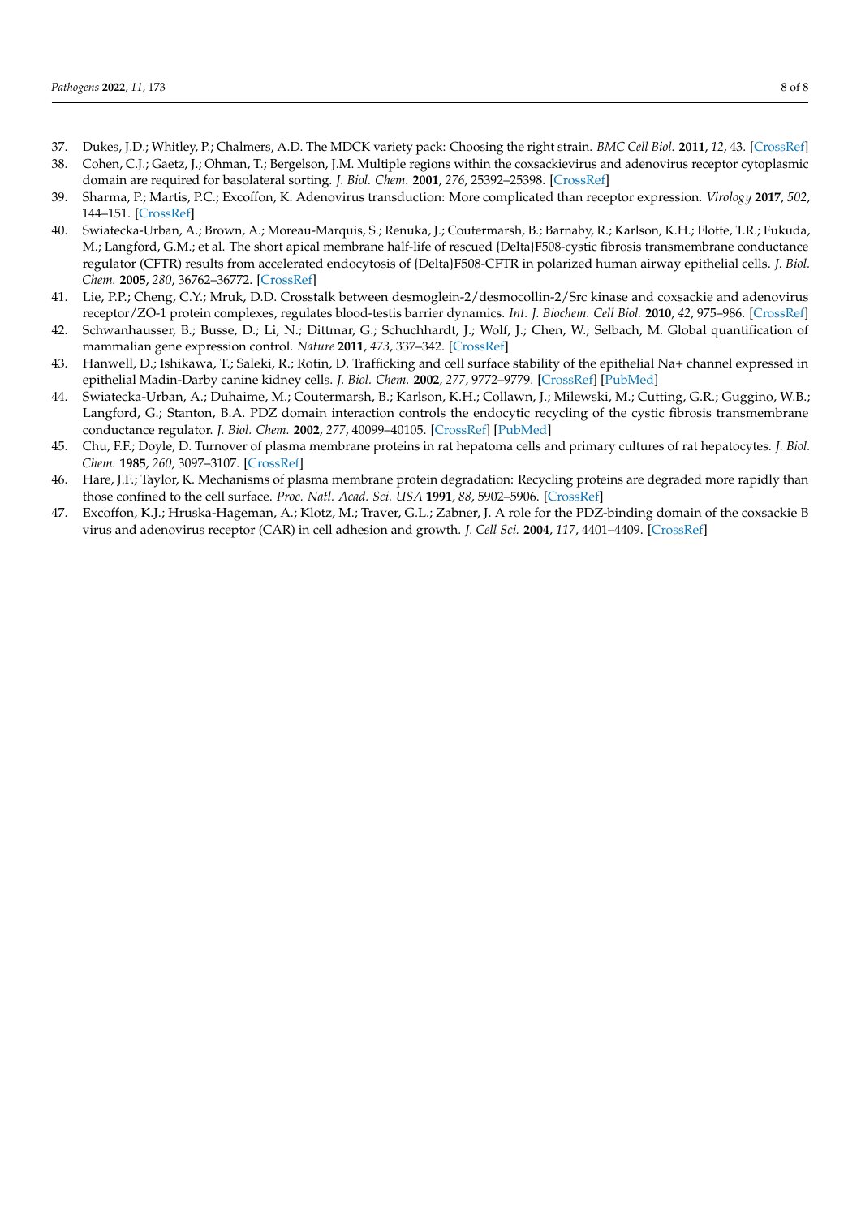37. Dukes, J.D.; Whitley, P.; Chalmers, A.D. The MDCK variety pack: Choosing the right strain. *BMC Cell Biol.* **2011**, *12*, 43. [CrossRef]
38. Cohen, C.J.; Gaetz, J.; Ohman, T.; Bergelson, J.M. Multiple regions within the coxsackievirus and adenovirus receptor cytoplasmic domain are required for basolateral sorting. *J. Biol. Chem.* **2001**, *276*, 25392–25398. [CrossRef]
39. Sharma, P.; Martis, P.C.; Excoffon, K. Adenovirus transduction: More complicated than receptor expression. *Virology* **2017**, *502*, 144–151. [CrossRef]
40. Swiatecka-Urban, A.; Brown, A.; Moreau-Marquis, S.; Renuka, J.; Coutermarsh, B.; Barnaby, R.; Karlson, K.H.; Flotte, T.R.; Fukuda, M.; Langford, G.M.; et al. The short apical membrane half-life of rescued {Delta}F508-cystic fibrosis transmembrane conductance regulator (CFTR) results from accelerated endocytosis of {Delta}F508-CFTR in polarized human airway epithelial cells. *J. Biol. Chem.* **2005**, *280*, 36762–36772. [CrossRef]
41. Lie, P.P.; Cheng, C.Y.; Mruk, D.D. Crosstalk between desmoglein-2/desmocollin-2/Src kinase and coxsackie and adenovirus receptor/ZO-1 protein complexes, regulates blood-testis barrier dynamics. *Int. J. Biochem. Cell Biol.* **2010**, *42*, 975–986. [CrossRef]
42. Schwanhausser, B.; Busse, D.; Li, N.; Dittmar, G.; Schuchhardt, J.; Wolf, J.; Chen, W.; Selbach, M. Global quantification of mammalian gene expression control. *Nature* **2011**, *473*, 337–342. [CrossRef]
43. Hanwell, D.; Ishikawa, T.; Saleki, R.; Rotin, D. Trafficking and cell surface stability of the epithelial Na+ channel expressed in epithelial Madin-Darby canine kidney cells. *J. Biol. Chem.* **2002**, *277*, 9772–9779. [CrossRef] [PubMed]
44. Swiatecka-Urban, A.; Duhaime, M.; Coutermarsh, B.; Karlson, K.H.; Collawn, J.; Milewski, M.; Cutting, G.R.; Guggino, W.B.; Langford, G.; Stanton, B.A. PDZ domain interaction controls the endocytic recycling of the cystic fibrosis transmembrane conductance regulator. *J. Biol. Chem.* **2002**, *277*, 40099–40105. [CrossRef] [PubMed]
45. Chu, F.F.; Doyle, D. Turnover of plasma membrane proteins in rat hepatoma cells and primary cultures of rat hepatocytes. *J. Biol. Chem.* **1985**, *260*, 3097–3107. [CrossRef]
46. Hare, J.F.; Taylor, K. Mechanisms of plasma membrane protein degradation: Recycling proteins are degraded more rapidly than those confined to the cell surface. *Proc. Natl. Acad. Sci. USA* **1991**, *88*, 5902–5906. [CrossRef]
47. Excoffon, K.J.; Hruska-Hageman, A.; Klotz, M.; Traver, G.L.; Zabner, J. A role for the PDZ-binding domain of the coxsackie B virus and adenovirus receptor (CAR) in cell adhesion and growth. *J. Cell Sci.* **2004**, *117*, 4401–4409. [CrossRef]